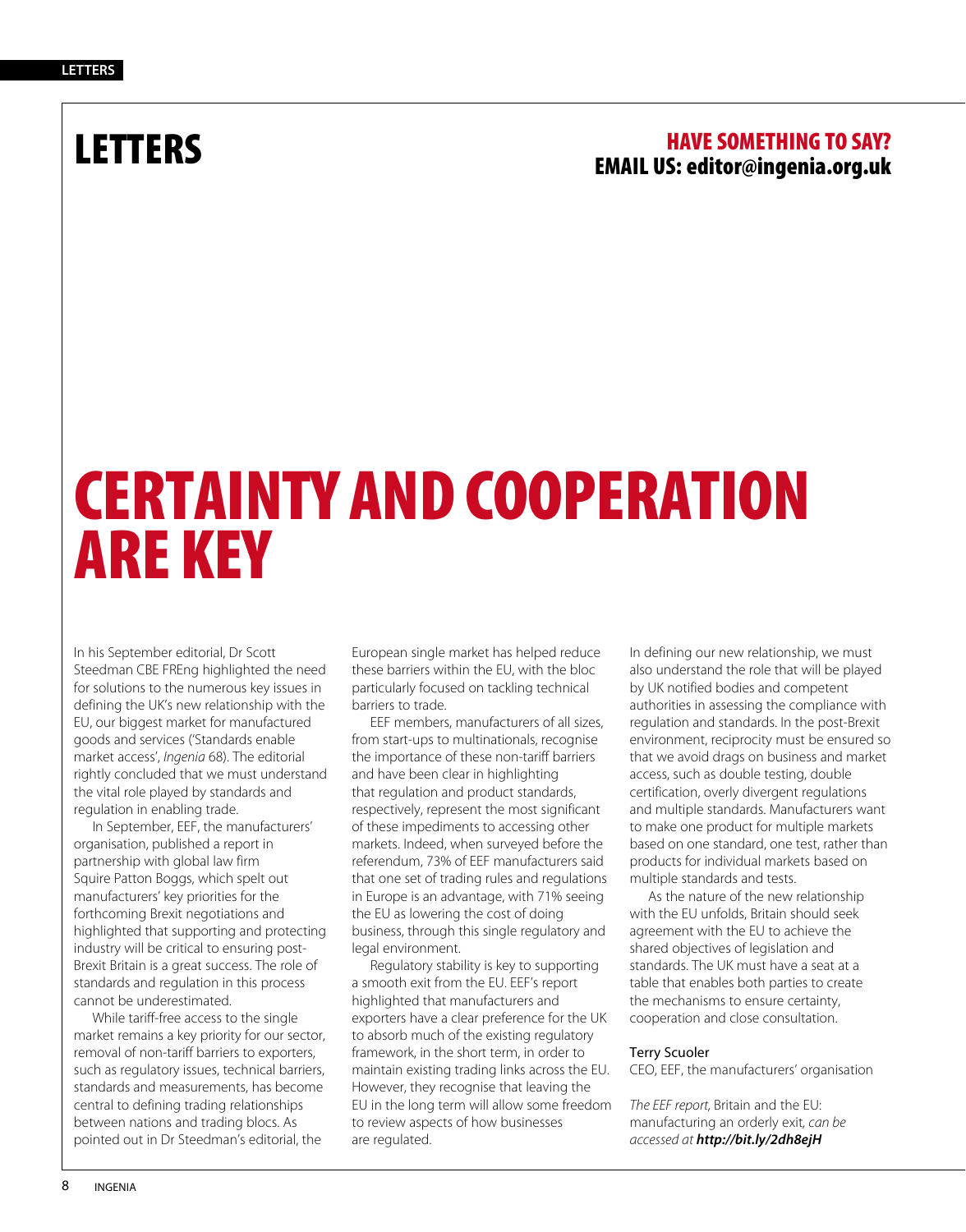# LETTERS

**HAVE SOMETHING TO SAY?**
**EMAIL US: editor@ingenia.org.uk**

## CERTAINTY AND COOPERATION ARE KEY

In his September editorial, Dr Scott Steedman CBE FREng highlighted the need for solutions to the numerous key issues in defining the UK's new relationship with the EU, our biggest market for manufactured goods and services ('Standards enable market access', *Ingenia* 68). The editorial rightly concluded that we must understand the vital role played by standards and regulation in enabling trade.

In September, EEF, the manufacturers' organisation, published a report in partnership with global law firm Squire Patton Boggs, which spelt out manufacturers' key priorities for the forthcoming Brexit negotiations and highlighted that supporting and protecting industry will be critical to ensuring post-Brexit Britain is a great success. The role of standards and regulation in this process cannot be underestimated.

While tariff-free access to the single market remains a key priority for our sector, removal of non-tariff barriers to exporters, such as regulatory issues, technical barriers, standards and measurements, has become central to defining trading relationships between nations and trading blocs. As pointed out in Dr Steedman's editorial, the European single market has helped reduce these barriers within the EU, with the bloc particularly focused on tackling technical barriers to trade.

EEF members, manufacturers of all sizes, from start-ups to multinationals, recognise the importance of these non-tariff barriers and have been clear in highlighting that regulation and product standards, respectively, represent the most significant of these impediments to accessing other markets. Indeed, when surveyed before the referendum, 73% of EEF manufacturers said that one set of trading rules and regulations in Europe is an advantage, with 71% seeing the EU as lowering the cost of doing business, through this single regulatory and legal environment.

Regulatory stability is key to supporting a smooth exit from the EU. EEF's report highlighted that manufacturers and exporters have a clear preference for the UK to absorb much of the existing regulatory framework, in the short term, in order to maintain existing trading links across the EU. However, they recognise that leaving the EU in the long term will allow some freedom to review aspects of how businesses are regulated.

In defining our new relationship, we must also understand the role that will be played by UK notified bodies and competent authorities in assessing the compliance with regulation and standards. In the post-Brexit environment, reciprocity must be ensured so that we avoid drags on business and market access, such as double testing, double certification, overly divergent regulations and multiple standards. Manufacturers want to make one product for multiple markets based on one standard, one test, rather than products for individual markets based on multiple standards and tests.

As the nature of the new relationship with the EU unfolds, Britain should seek agreement with the EU to achieve the shared objectives of legislation and standards. The UK must have a seat at a table that enables both parties to create the mechanisms to ensure certainty, cooperation and close consultation.

Terry Scuoler
CEO, EEF, the manufacturers' organisation

*The EEF report,* Britain and the EU: manufacturing an orderly exit, *can be accessed at* ***http://bit.ly/2dh8ejH***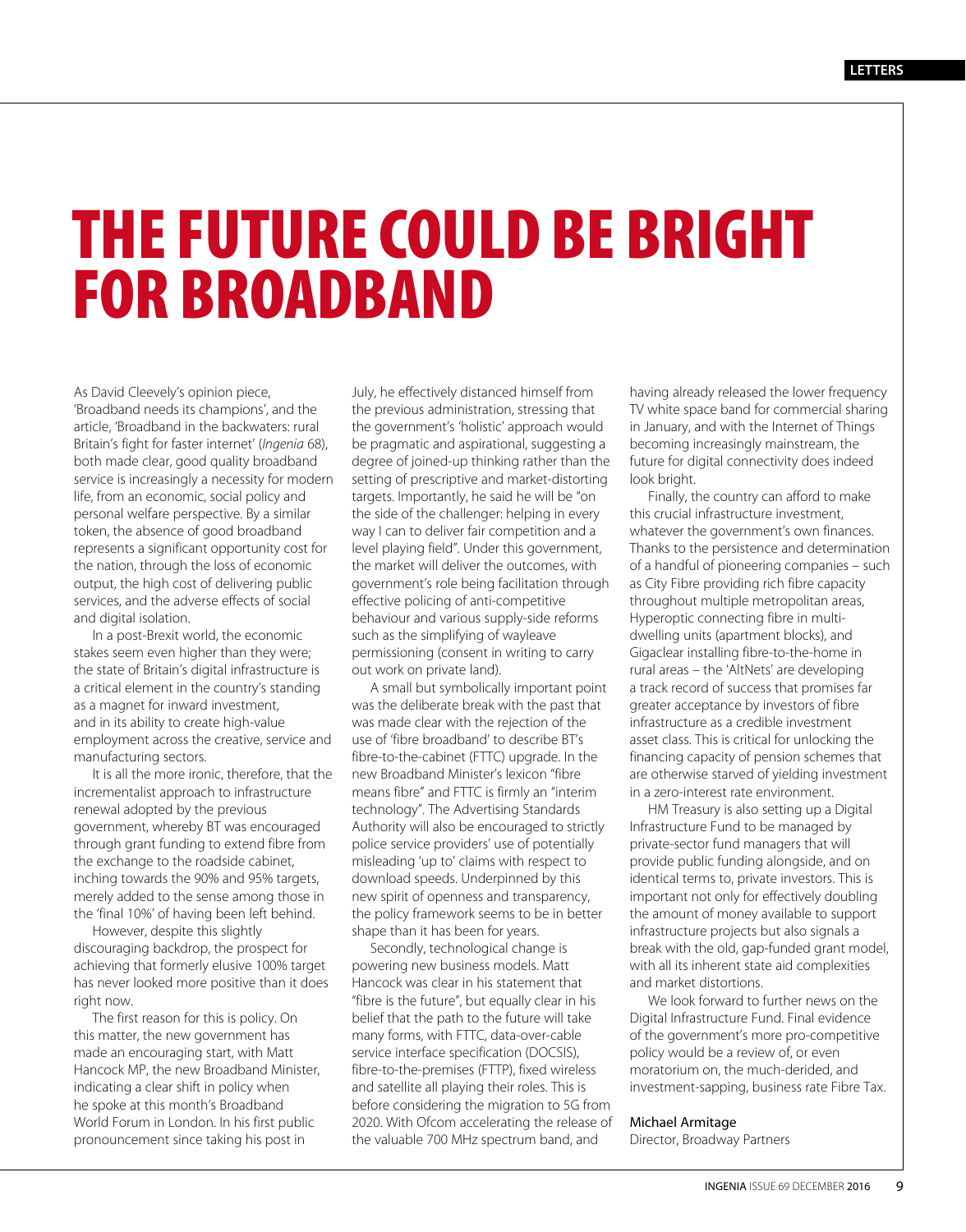# THE FUTURE COULD BE BRIGHT FOR BROADBAND

As David Cleevely's opinion piece, 'Broadband needs its champions', and the article, 'Broadband in the backwaters: rural Britain's fight for faster internet' (*Ingenia* 68), both made clear, good quality broadband service is increasingly a necessity for modern life, from an economic, social policy and personal welfare perspective. By a similar token, the absence of good broadband represents a significant opportunity cost for the nation, through the loss of economic output, the high cost of delivering public services, and the adverse effects of social and digital isolation.

In a post-Brexit world, the economic stakes seem even higher than they were; the state of Britain's digital infrastructure is a critical element in the country's standing as a magnet for inward investment, and in its ability to create high-value employment across the creative, service and manufacturing sectors.

It is all the more ironic, therefore, that the incrementalist approach to infrastructure renewal adopted by the previous government, whereby BT was encouraged through grant funding to extend fibre from the exchange to the roadside cabinet, inching towards the 90% and 95% targets, merely added to the sense among those in the 'final 10%' of having been left behind.

However, despite this slightly discouraging backdrop, the prospect for achieving that formerly elusive 100% target has never looked more positive than it does right now.

The first reason for this is policy. On this matter, the new government has made an encouraging start, with Matt Hancock MP, the new Broadband Minister, indicating a clear shift in policy when he spoke at this month's Broadband World Forum in London. In his first public pronouncement since taking his post in July, he effectively distanced himself from the previous administration, stressing that the government's 'holistic' approach would be pragmatic and aspirational, suggesting a degree of joined-up thinking rather than the setting of prescriptive and market-distorting targets. Importantly, he said he will be "on the side of the challenger: helping in every way I can to deliver fair competition and a level playing field". Under this government, the market will deliver the outcomes, with government's role being facilitation through effective policing of anti-competitive behaviour and various supply-side reforms such as the simplifying of wayleave permissioning (consent in writing to carry out work on private land).

A small but symbolically important point was the deliberate break with the past that was made clear with the rejection of the use of 'fibre broadband' to describe BT's fibre-to-the-cabinet (FTTC) upgrade. In the new Broadband Minister's lexicon "fibre means fibre" and FTTC is firmly an "interim technology". The Advertising Standards Authority will also be encouraged to strictly police service providers' use of potentially misleading 'up to' claims with respect to download speeds. Underpinned by this new spirit of openness and transparency, the policy framework seems to be in better shape than it has been for years.

Secondly, technological change is powering new business models. Matt Hancock was clear in his statement that "fibre is the future", but equally clear in his belief that the path to the future will take many forms, with FTTC, data-over-cable service interface specification (DOCSIS), fibre-to-the-premises (FTTP), fixed wireless and satellite all playing their roles. This is before considering the migration to 5G from 2020. With Ofcom accelerating the release of the valuable 700 MHz spectrum band, and having already released the lower frequency TV white space band for commercial sharing in January, and with the Internet of Things becoming increasingly mainstream, the future for digital connectivity does indeed look bright.

Finally, the country can afford to make this crucial infrastructure investment, whatever the government's own finances. Thanks to the persistence and determination of a handful of pioneering companies – such as City Fibre providing rich fibre capacity throughout multiple metropolitan areas, Hyperoptic connecting fibre in multi-dwelling units (apartment blocks), and Gigaclear installing fibre-to-the-home in rural areas – the 'AltNets' are developing a track record of success that promises far greater acceptance by investors of fibre infrastructure as a credible investment asset class. This is critical for unlocking the financing capacity of pension schemes that are otherwise starved of yielding investment in a zero-interest rate environment.

HM Treasury is also setting up a Digital Infrastructure Fund to be managed by private-sector fund managers that will provide public funding alongside, and on identical terms to, private investors. This is important not only for effectively doubling the amount of money available to support infrastructure projects but also signals a break with the old, gap-funded grant model, with all its inherent state aid complexities and market distortions.

We look forward to further news on the Digital Infrastructure Fund. Final evidence of the government's more pro-competitive policy would be a review of, or even moratorium on, the much-derided, and investment-sapping, business rate Fibre Tax.

Michael Armitage
Director, Broadway Partners